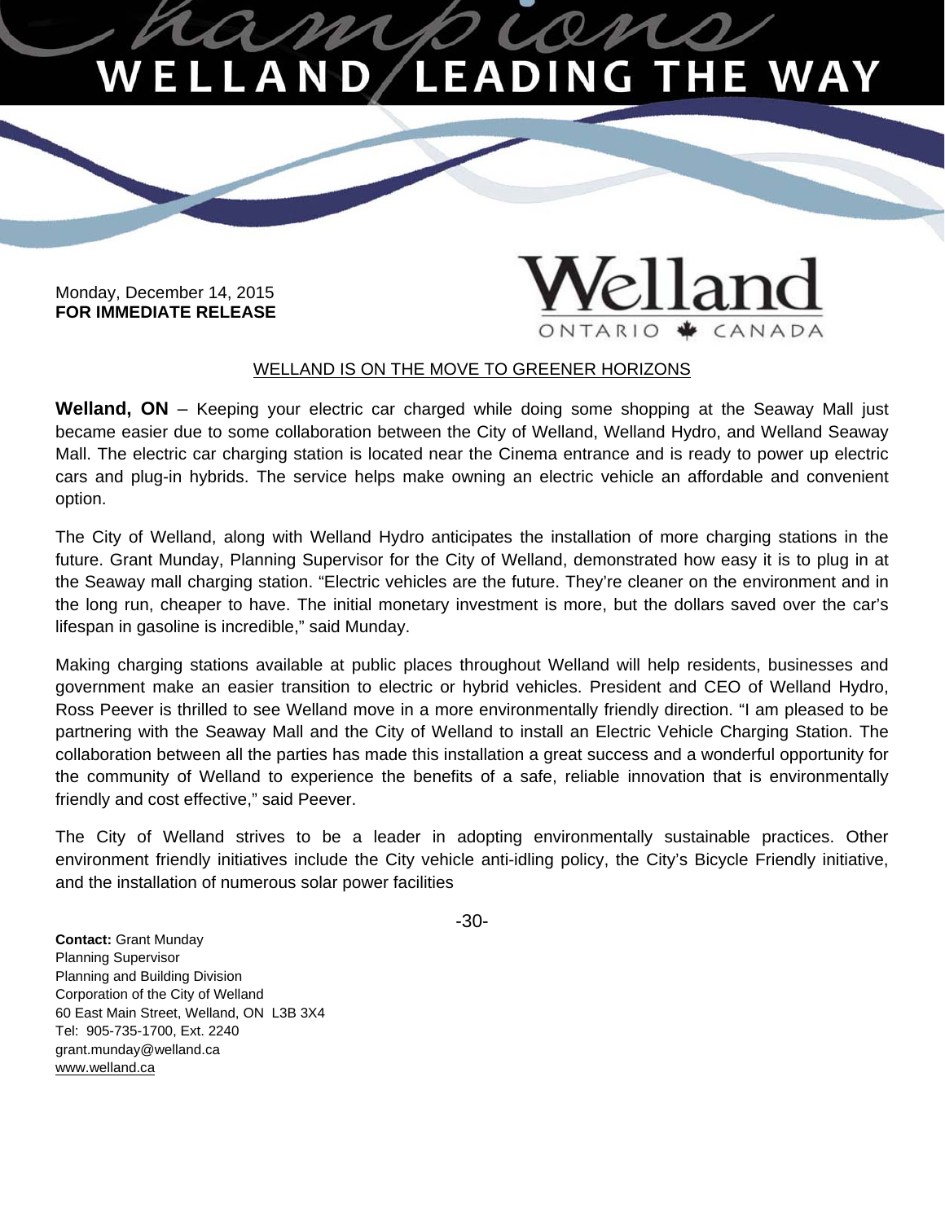# WELLAND LEADING THE WAY

Monday, December 14, 2015
**FOR IMMEDIATE RELEASE**

Welland
ONTARIO CANADA

## WELLAND IS ON THE MOVE TO GREENER HORIZONS

**Welland, ON** – Keeping your electric car charged while doing some shopping at the Seaway Mall just became easier due to some collaboration between the City of Welland, Welland Hydro, and Welland Seaway Mall. The electric car charging station is located near the Cinema entrance and is ready to power up electric cars and plug-in hybrids. The service helps make owning an electric vehicle an affordable and convenient option.

The City of Welland, along with Welland Hydro anticipates the installation of more charging stations in the future. Grant Munday, Planning Supervisor for the City of Welland, demonstrated how easy it is to plug in at the Seaway mall charging station. "Electric vehicles are the future. They're cleaner on the environment and in the long run, cheaper to have. The initial monetary investment is more, but the dollars saved over the car's lifespan in gasoline is incredible," said Munday.

Making charging stations available at public places throughout Welland will help residents, businesses and government make an easier transition to electric or hybrid vehicles. President and CEO of Welland Hydro, Ross Peever is thrilled to see Welland move in a more environmentally friendly direction. "I am pleased to be partnering with the Seaway Mall and the City of Welland to install an Electric Vehicle Charging Station. The collaboration between all the parties has made this installation a great success and a wonderful opportunity for the community of Welland to experience the benefits of a safe, reliable innovation that is environmentally friendly and cost effective," said Peever.

The City of Welland strives to be a leader in adopting environmentally sustainable practices. Other environment friendly initiatives include the City vehicle anti-idling policy, the City's Bicycle Friendly initiative, and the installation of numerous solar power facilities

-30-

**Contact:** Grant Munday
Planning Supervisor
Planning and Building Division
Corporation of the City of Welland
60 East Main Street, Welland, ON L3B 3X4
Tel: 905-735-1700, Ext. 2240
grant.munday@welland.ca
www.welland.ca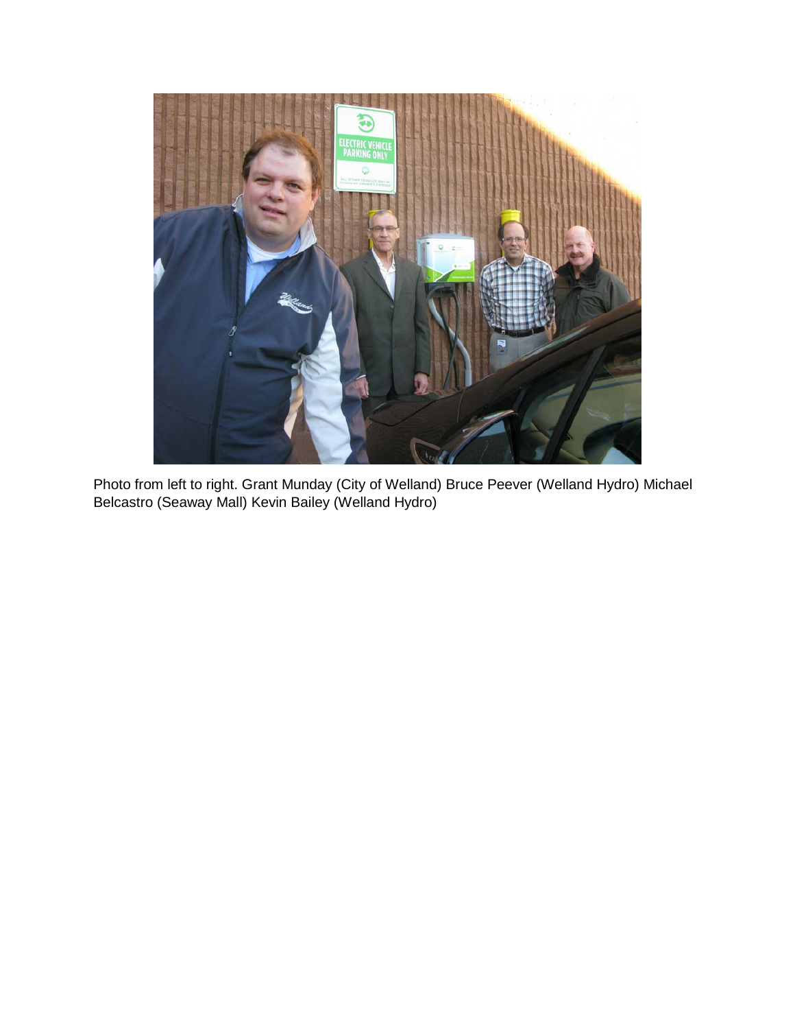Photo from left to right. Grant Munday (City of Welland) Bruce Peever (Welland Hydro) Michael Belcastro (Seaway Mall) Kevin Bailey (Welland Hydro)